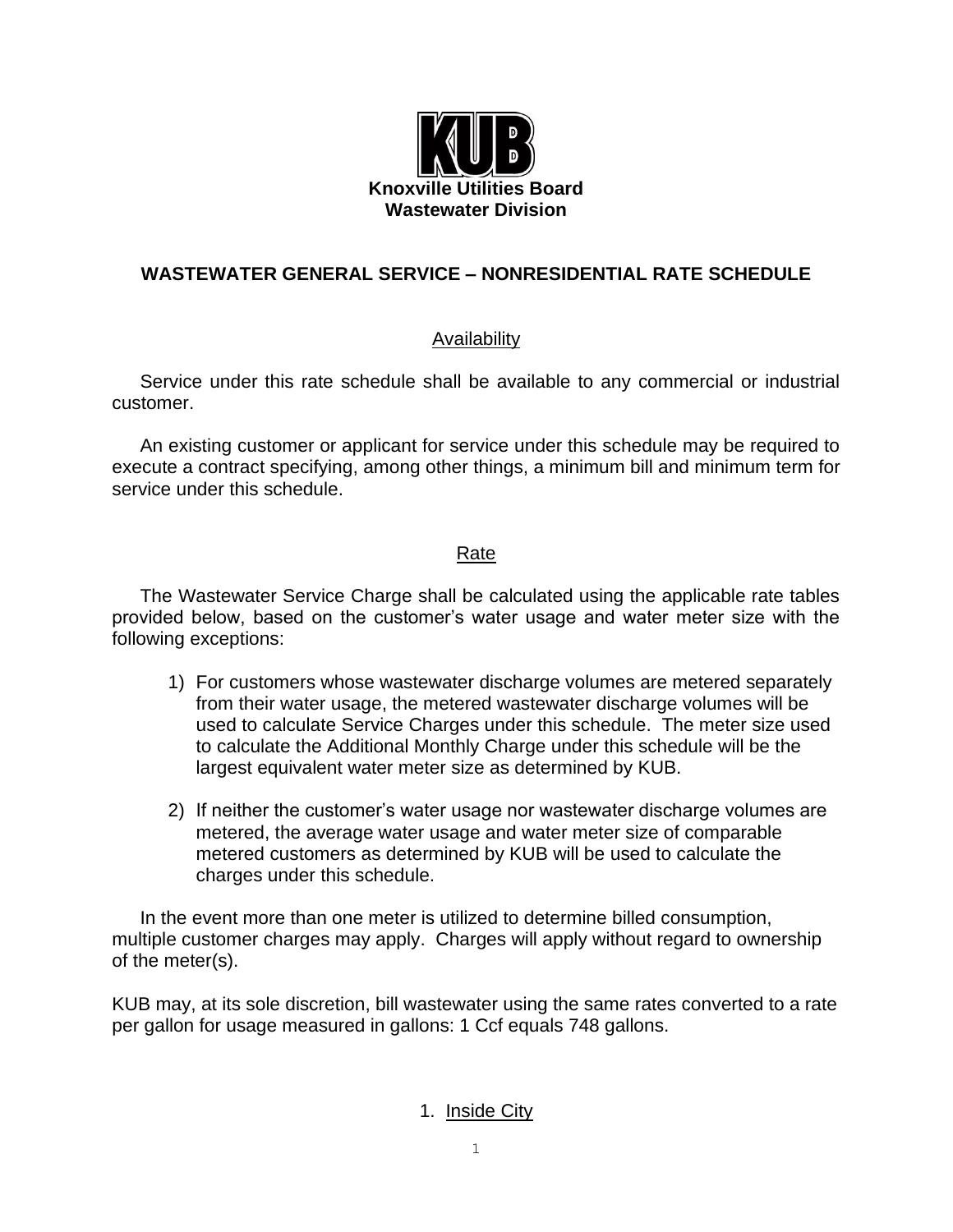**Knoxville Utilities Board**
**Wastewater Division**

## WASTEWATER GENERAL SERVICE – NONRESIDENTIAL RATE SCHEDULE

### Availability

Service under this rate schedule shall be available to any commercial or industrial customer.

An existing customer or applicant for service under this schedule may be required to execute a contract specifying, among other things, a minimum bill and minimum term for service under this schedule.

### Rate

The Wastewater Service Charge shall be calculated using the applicable rate tables provided below, based on the customer's water usage and water meter size with the following exceptions:

1) For customers whose wastewater discharge volumes are metered separately from their water usage, the metered wastewater discharge volumes will be used to calculate Service Charges under this schedule. The meter size used to calculate the Additional Monthly Charge under this schedule will be the largest equivalent water meter size as determined by KUB.

2) If neither the customer's water usage nor wastewater discharge volumes are metered, the average water usage and water meter size of comparable metered customers as determined by KUB will be used to calculate the charges under this schedule.

In the event more than one meter is utilized to determine billed consumption, multiple customer charges may apply. Charges will apply without regard to ownership of the meter(s).

KUB may, at its sole discretion, bill wastewater using the same rates converted to a rate per gallon for usage measured in gallons: 1 Ccf equals 748 gallons.

1. Inside City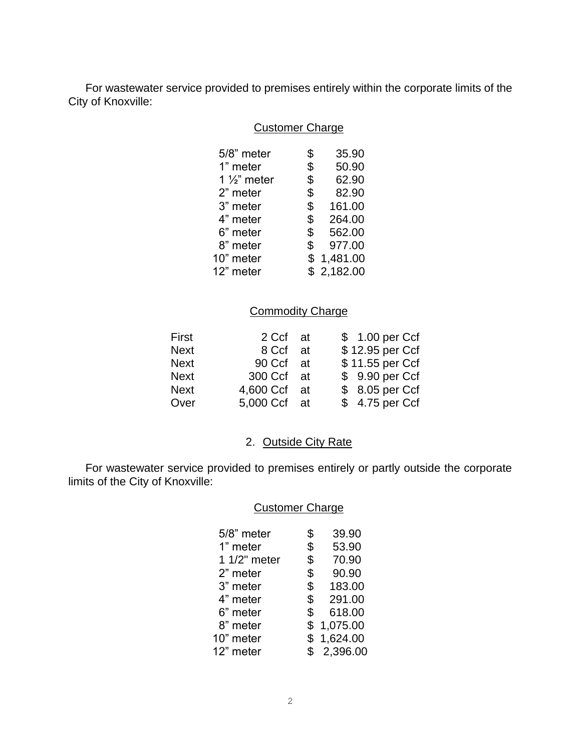For wastewater service provided to premises entirely within the corporate limits of the City of Knoxville:

Customer Charge

| Meter | Charge |
|---|---|
| 5/8” meter | $ 35.90 |
| 1” meter | $ 50.90 |
| 1 ½” meter | $ 62.90 |
| 2” meter | $ 82.90 |
| 3” meter | $ 161.00 |
| 4” meter | $ 264.00 |
| 6” meter | $ 562.00 |
| 8” meter | $ 977.00 |
| 10” meter | $ 1,481.00 |
| 12” meter | $ 2,182.00 |

Commodity Charge

| | | | |
|---|---|---|---|
| First | 2 Ccf | at | $ 1.00 per Ccf |
| Next | 8 Ccf | at | $ 12.95 per Ccf |
| Next | 90 Ccf | at | $ 11.55 per Ccf |
| Next | 300 Ccf | at | $ 9.90 per Ccf |
| Next | 4,600 Ccf | at | $ 8.05 per Ccf |
| Over | 5,000 Ccf | at | $ 4.75 per Ccf |

2. Outside City Rate

For wastewater service provided to premises entirely or partly outside the corporate limits of the City of Knoxville:

Customer Charge

| Meter | Charge |
|---|---|
| 5/8” meter | $ 39.90 |
| 1” meter | $ 53.90 |
| 1 1/2" meter | $ 70.90 |
| 2” meter | $ 90.90 |
| 3” meter | $ 183.00 |
| 4” meter | $ 291.00 |
| 6” meter | $ 618.00 |
| 8” meter | $ 1,075.00 |
| 10” meter | $ 1,624.00 |
| 12” meter | $ 2,396.00 |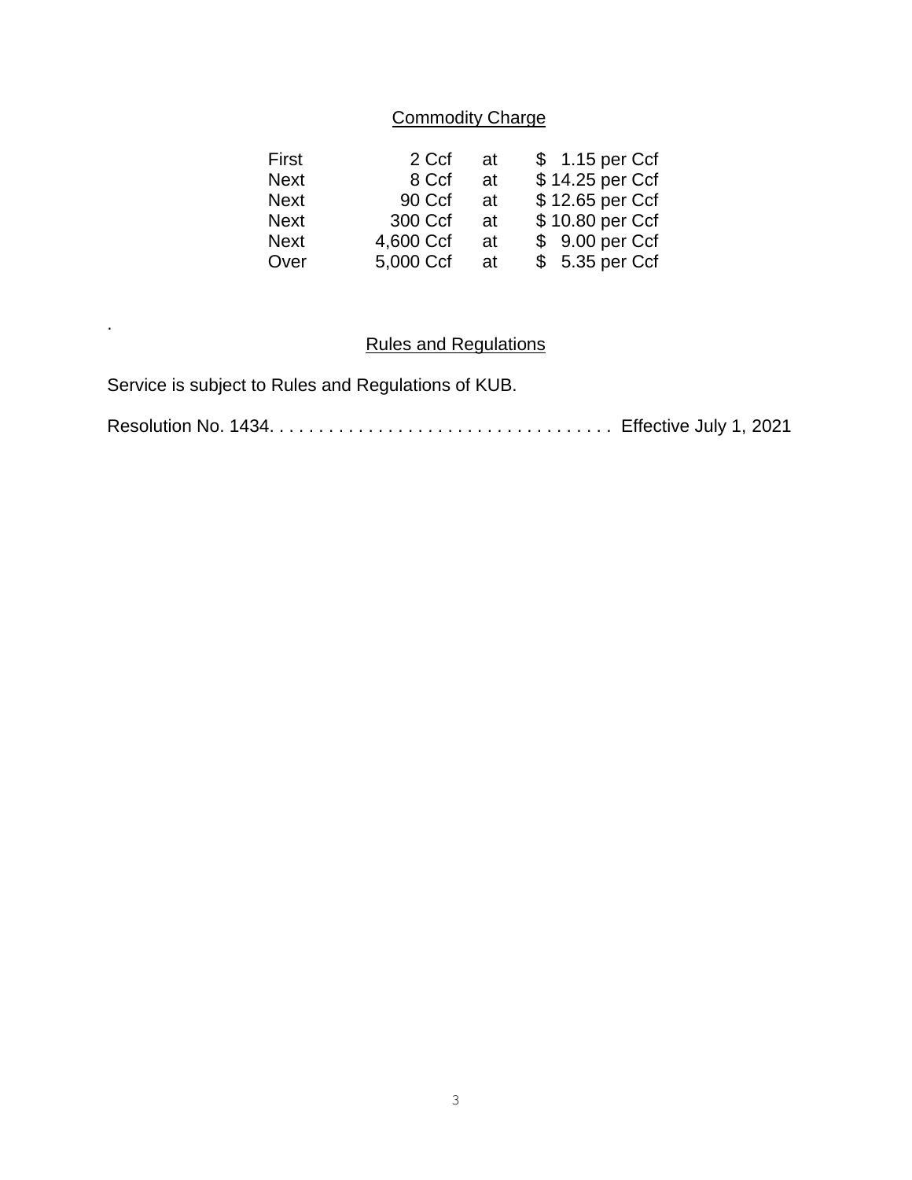## Commodity Charge

| | | | |
|---|---|---|---|
| First | 2 Ccf | at | $ 1.15 per Ccf |
| Next | 8 Ccf | at | $ 14.25 per Ccf |
| Next | 90 Ccf | at | $ 12.65 per Ccf |
| Next | 300 Ccf | at | $ 10.80 per Ccf |
| Next | 4,600 Ccf | at | $ 9.00 per Ccf |
| Over | 5,000 Ccf | at | $ 5.35 per Ccf |

.

## Rules and Regulations

Service is subject to Rules and Regulations of KUB.

Resolution No. 1434. . . . . . . . . . . . . . . . . . . . . . . . . . . . . . . . . . . Effective July 1, 2021